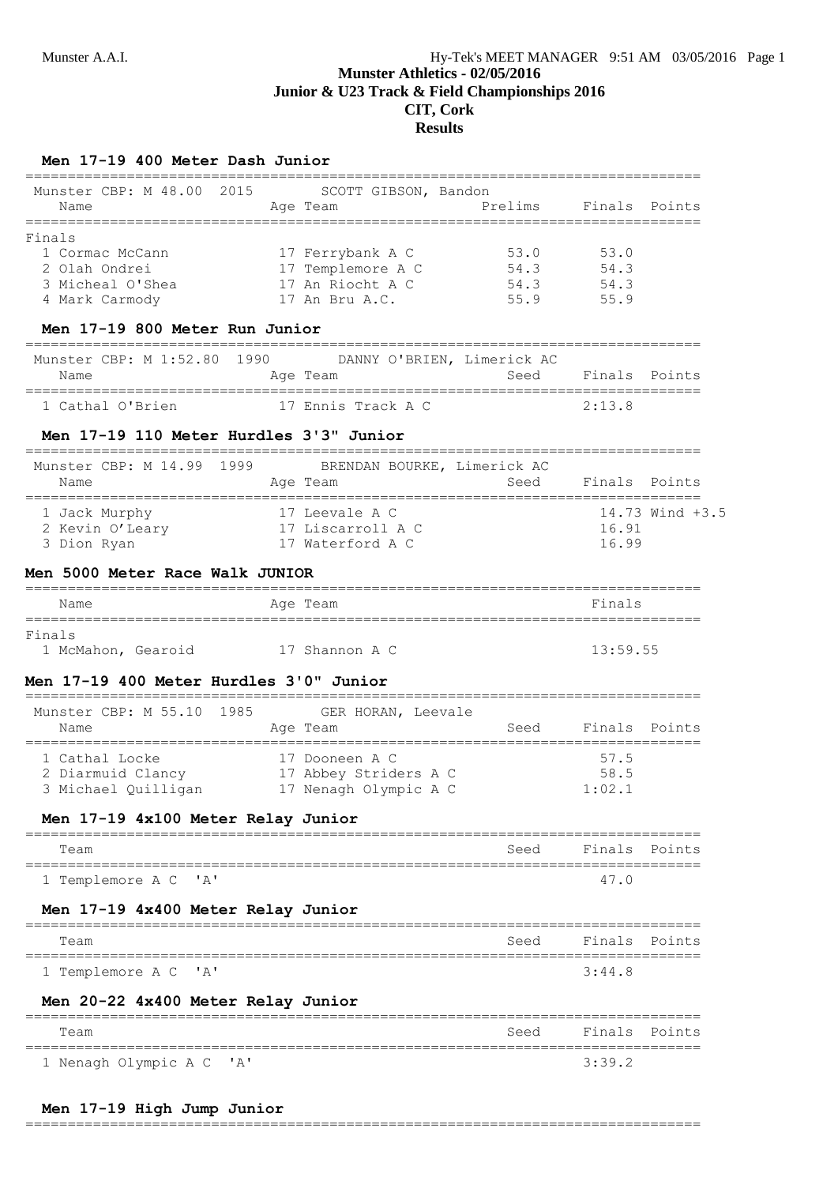# Munster Athletics - 02/05/2016
## Junior & U23 Track & Field Championships 2016
## CIT, Cork
## Results

### Men 17-19 400 Meter Dash Junior

Munster CBP: M 48.00 2015 SCOTT GIBSON, Bandon

| Name | Age | Team | Prelims | Finals | Points |
|---|---|---|---|---|---|
| **Finals** | | | | | |
| 1 Cormac McCann | 17 | Ferrybank A C | 53.0 | 53.0 | |
| 2 Olah Ondrei | 17 | Templemore A C | 54.3 | 54.3 | |
| 3 Micheal O'Shea | 17 | An Riocht A C | 54.3 | 54.3 | |
| 4 Mark Carmody | 17 | An Bru A.C. | 55.9 | 55.9 | |

### Men 17-19 800 Meter Run Junior

Munster CBP: M 1:52.80 1990 DANNY O'BRIEN, Limerick AC

| Name | Age | Team | Seed | Finals | Points |
|---|---|---|---|---|---|
| 1 Cathal O'Brien | 17 | Ennis Track A C | | 2:13.8 | |

### Men 17-19 110 Meter Hurdles 3'3" Junior

Munster CBP: M 14.99 1999 BRENDAN BOURKE, Limerick AC

| Name | Age | Team | Seed | Finals | Points |
|---|---|---|---|---|---|
| 1 Jack Murphy | 17 | Leevale A C | | 14.73 Wind +3.5 | |
| 2 Kevin O'Leary | 17 | Liscarroll A C | | 16.91 | |
| 3 Dion Ryan | 17 | Waterford A C | | 16.99 | |

### Men 5000 Meter Race Walk JUNIOR

| Name | Age | Team | Finals |
|---|---|---|---|
| **Finals** | | | |
| 1 McMahon, Gearoid | 17 | Shannon A C | 13:59.55 |

### Men 17-19 400 Meter Hurdles 3'0" Junior

Munster CBP: M 55.10 1985 GER HORAN, Leevale

| Name | Age | Team | Seed | Finals | Points |
|---|---|---|---|---|---|
| 1 Cathal Locke | 17 | Dooneen A C | | 57.5 | |
| 2 Diarmuid Clancy | 17 | Abbey Striders A C | | 58.5 | |
| 3 Michael Quilligan | 17 | Nenagh Olympic A C | | 1:02.1 | |

### Men 17-19 4x100 Meter Relay Junior

| Team | Seed | Finals | Points |
|---|---|---|---|
| 1 Templemore A C 'A' | | 47.0 | |

### Men 17-19 4x400 Meter Relay Junior

| Team | Seed | Finals | Points |
|---|---|---|---|
| 1 Templemore A C 'A' | | 3:44.8 | |

### Men 20-22 4x400 Meter Relay Junior

| Team | Seed | Finals | Points |
|---|---|---|---|
| 1 Nenagh Olympic A C 'A' | | 3:39.2 | |

### Men 17-19 High Jump Junior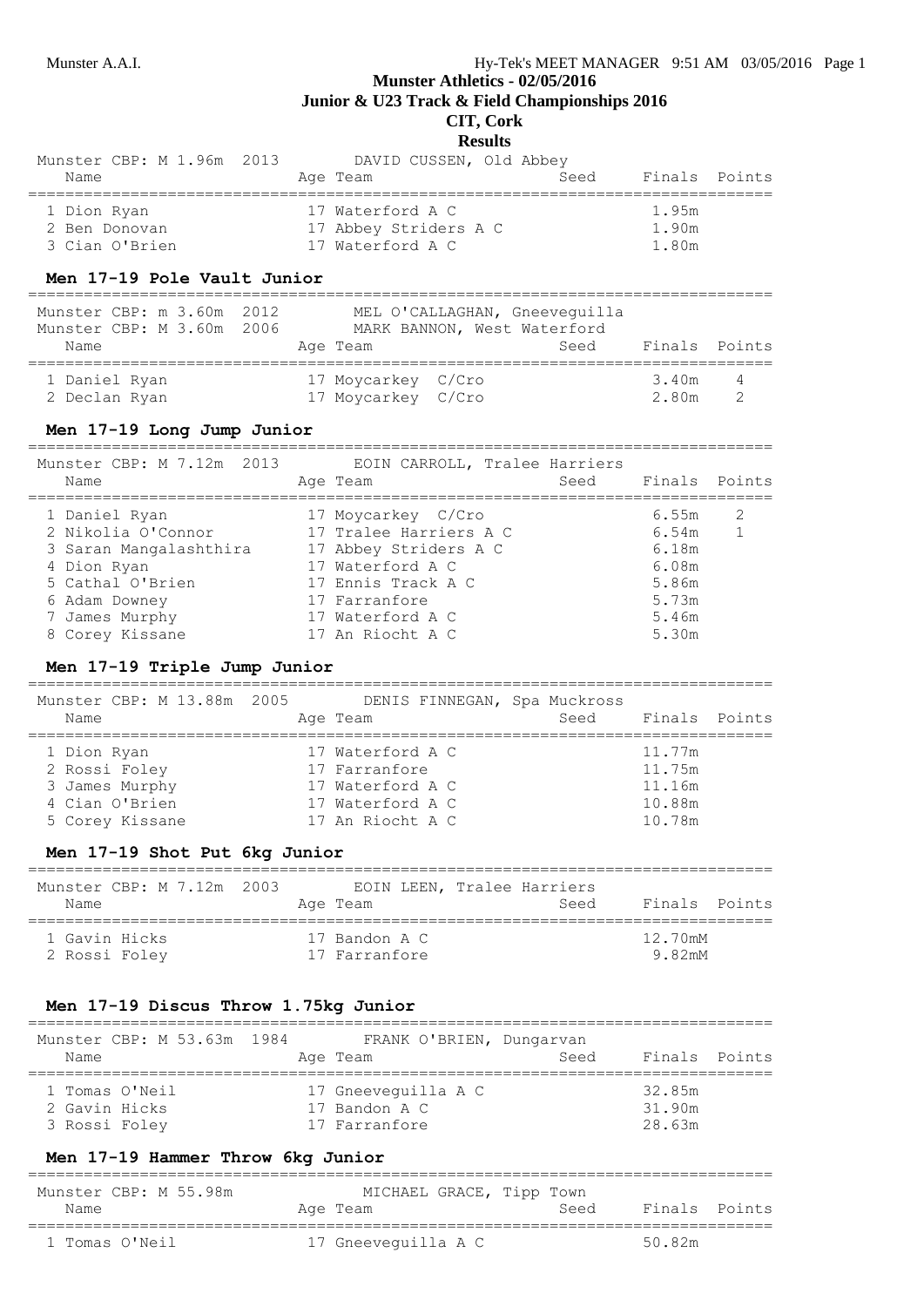# Munster Athletics - 02/05/2016

## Junior & U23 Track & Field Championships 2016

## CIT, Cork

## Results

Munster CBP: M 1.96m 2013 DAVID CUSSEN, Old Abbey

| Name | Age | Team | Seed | Finals | Points |
|---|---|---|---|---|---|
| 1 Dion Ryan | 17 | Waterford A C | | 1.95m | |
| 2 Ben Donovan | 17 | Abbey Striders A C | | 1.90m | |
| 3 Cian O'Brien | 17 | Waterford A C | | 1.80m | |

### Men 17-19 Pole Vault Junior

Munster CBP: m 3.60m 2012 MEL O'CALLAGHAN, Gneeveguilla
Munster CBP: M 3.60m 2006 MARK BANNON, West Waterford

| Name | Age | Team | Seed | Finals | Points |
|---|---|---|---|---|---|
| 1 Daniel Ryan | 17 | Moycarkey C/Cro | | 3.40m | 4 |
| 2 Declan Ryan | 17 | Moycarkey C/Cro | | 2.80m | 2 |

### Men 17-19 Long Jump Junior

Munster CBP: M 7.12m 2013 EOIN CARROLL, Tralee Harriers

| Name | Age | Team | Seed | Finals | Points |
|---|---|---|---|---|---|
| 1 Daniel Ryan | 17 | Moycarkey C/Cro | | 6.55m | 2 |
| 2 Nikolia O'Connor | 17 | Tralee Harriers A C | | 6.54m | 1 |
| 3 Saran Mangalashthira | 17 | Abbey Striders A C | | 6.18m | |
| 4 Dion Ryan | 17 | Waterford A C | | 6.08m | |
| 5 Cathal O'Brien | 17 | Ennis Track A C | | 5.86m | |
| 6 Adam Downey | 17 | Farranfore | | 5.73m | |
| 7 James Murphy | 17 | Waterford A C | | 5.46m | |
| 8 Corey Kissane | 17 | An Riocht A C | | 5.30m | |

### Men 17-19 Triple Jump Junior

Munster CBP: M 13.88m 2005 DENIS FINNEGAN, Spa Muckross

| Name | Age | Team | Seed | Finals | Points |
|---|---|---|---|---|---|
| 1 Dion Ryan | 17 | Waterford A C | | 11.77m | |
| 2 Rossi Foley | 17 | Farranfore | | 11.75m | |
| 3 James Murphy | 17 | Waterford A C | | 11.16m | |
| 4 Cian O'Brien | 17 | Waterford A C | | 10.88m | |
| 5 Corey Kissane | 17 | An Riocht A C | | 10.78m | |

### Men 17-19 Shot Put 6kg Junior

Munster CBP: M 7.12m 2003 EOIN LEEN, Tralee Harriers

| Name | Age | Team | Seed | Finals | Points |
|---|---|---|---|---|---|
| 1 Gavin Hicks | 17 | Bandon A C | | 12.70mM | |
| 2 Rossi Foley | 17 | Farranfore | | 9.82mM | |

### Men 17-19 Discus Throw 1.75kg Junior

Munster CBP: M 53.63m 1984 FRANK O'BRIEN, Dungarvan

| Name | Age | Team | Seed | Finals | Points |
|---|---|---|---|---|---|
| 1 Tomas O'Neil | 17 | Gneeveguilla A C | | 32.85m | |
| 2 Gavin Hicks | 17 | Bandon A C | | 31.90m | |
| 3 Rossi Foley | 17 | Farranfore | | 28.63m | |

### Men 17-19 Hammer Throw 6kg Junior

Munster CBP: M 55.98m MICHAEL GRACE, Tipp Town

| Name | Age | Team | Seed | Finals | Points |
|---|---|---|---|---|---|
| 1 Tomas O'Neil | 17 | Gneeveguilla A C | | 50.82m | |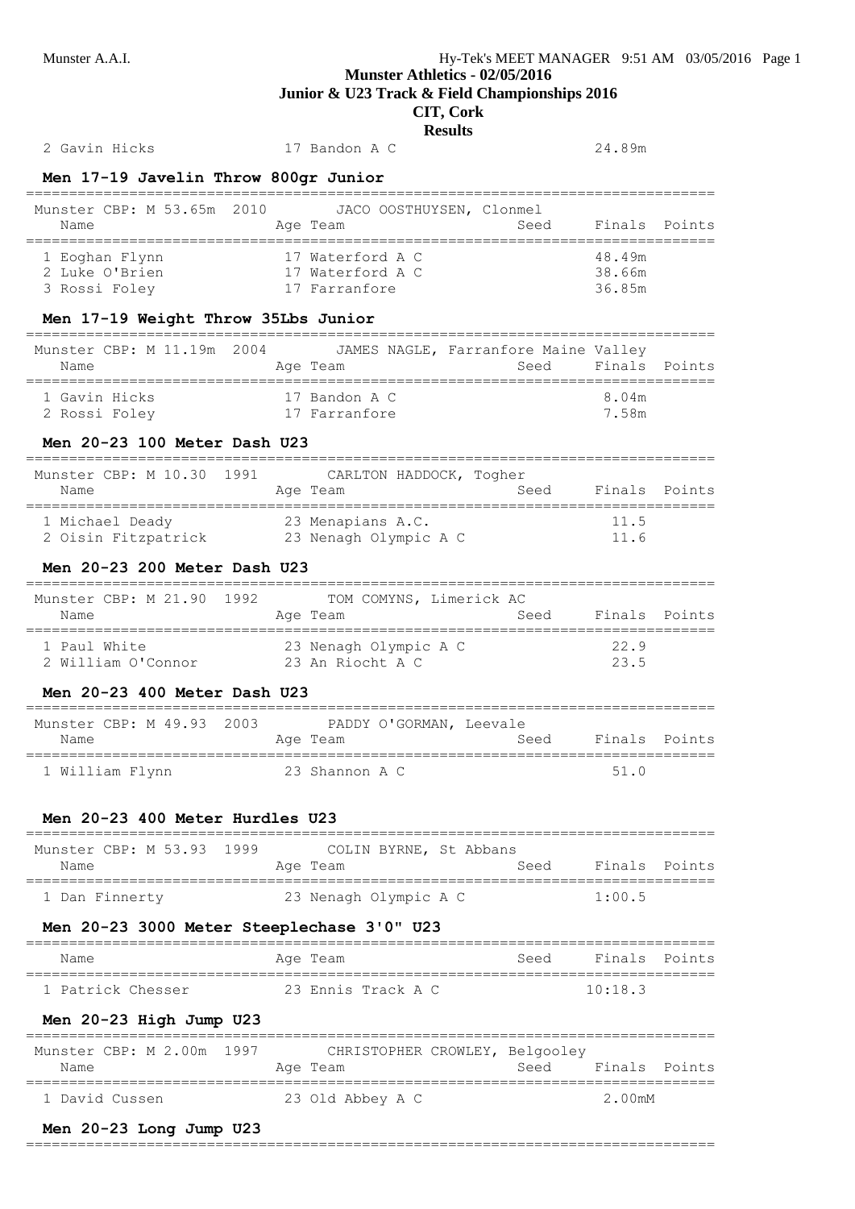| | | | |
|---|---|---|---|
| 2 Gavin Hicks | 17 Bandon A C | | 24.89m |

### Men 17-19 Javelin Throw 800gr Junior

Munster CBP: M 53.65m 2010 JACO OOSTHUYSEN, Clonmel

| Name | Age Team | Seed | Finals | Points |
|---|---|---|---|---|
| 1 Eoghan Flynn | 17 Waterford A C | | 48.49m | |
| 2 Luke O'Brien | 17 Waterford A C | | 38.66m | |
| 3 Rossi Foley | 17 Farranfore | | 36.85m | |

### Men 17-19 Weight Throw 35Lbs Junior

Munster CBP: M 11.19m 2004 JAMES NAGLE, Farranfore Maine Valley

| Name | Age Team | Seed | Finals | Points |
|---|---|---|---|---|
| 1 Gavin Hicks | 17 Bandon A C | | 8.04m | |
| 2 Rossi Foley | 17 Farranfore | | 7.58m | |

### Men 20-23 100 Meter Dash U23

Munster CBP: M 10.30 1991 CARLTON HADDOCK, Togher

| Name | Age Team | Seed | Finals | Points |
|---|---|---|---|---|
| 1 Michael Deady | 23 Menapians A.C. | | 11.5 | |
| 2 Oisin Fitzpatrick | 23 Nenagh Olympic A C | | 11.6 | |

### Men 20-23 200 Meter Dash U23

Munster CBP: M 21.90 1992 TOM COMYNS, Limerick AC

| Name | Age Team | Seed | Finals | Points |
|---|---|---|---|---|
| 1 Paul White | 23 Nenagh Olympic A C | | 22.9 | |
| 2 William O'Connor | 23 An Riocht A C | | 23.5 | |

### Men 20-23 400 Meter Dash U23

Munster CBP: M 49.93 2003 PADDY O'GORMAN, Leevale

| Name | Age Team | Seed | Finals | Points |
|---|---|---|---|---|
| 1 William Flynn | 23 Shannon A C | | 51.0 | |

### Men 20-23 400 Meter Hurdles U23

Munster CBP: M 53.93 1999 COLIN BYRNE, St Abbans

| Name | Age Team | Seed | Finals | Points |
|---|---|---|---|---|
| 1 Dan Finnerty | 23 Nenagh Olympic A C | | 1:00.5 | |

### Men 20-23 3000 Meter Steeplechase 3'0" U23

| Name | Age Team | Seed | Finals | Points |
|---|---|---|---|---|
| 1 Patrick Chesser | 23 Ennis Track A C | | 10:18.3 | |

### Men 20-23 High Jump U23

Munster CBP: M 2.00m 1997 CHRISTOPHER CROWLEY, Belgooley

| Name | Age Team | Seed | Finals | Points |
|---|---|---|---|---|
| 1 David Cussen | 23 Old Abbey A C | | 2.00mM | |

### Men 20-23 Long Jump U23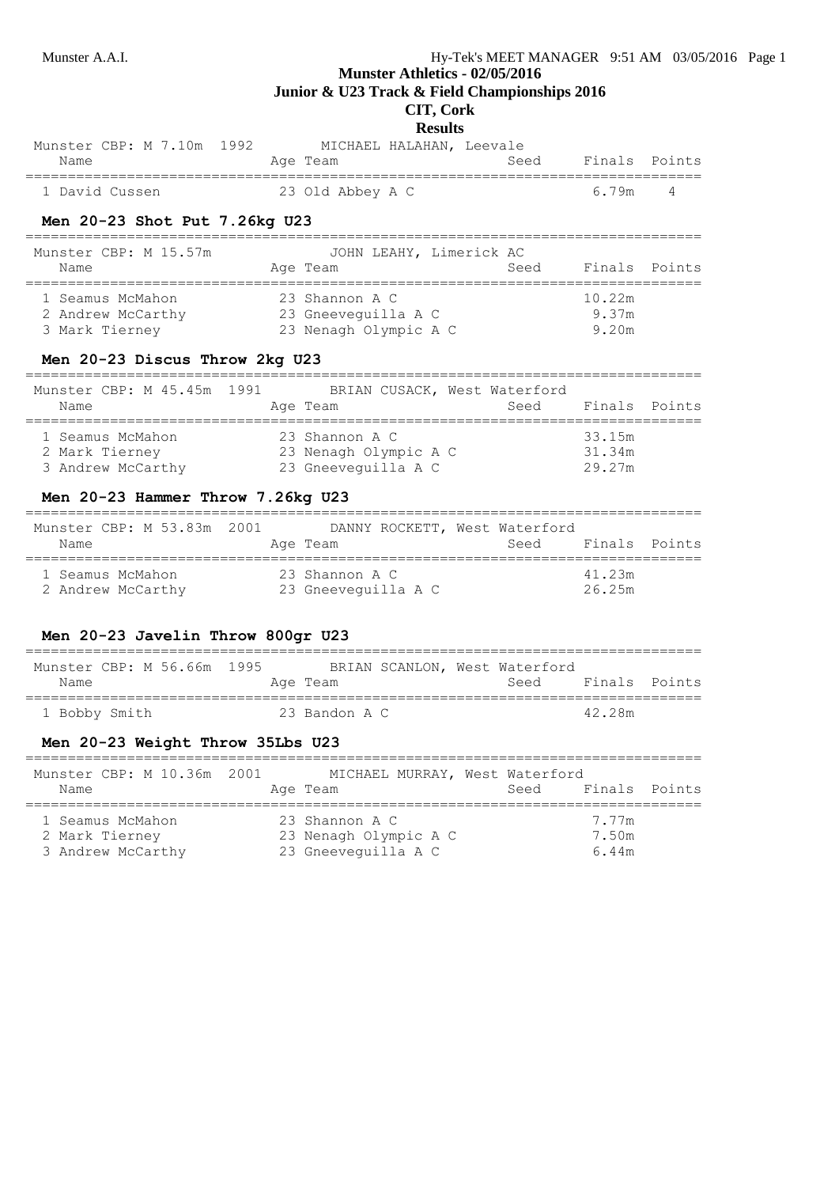Munster CBP: M 7.10m 1992 MICHAEL HALAHAN, Leevale

| Name | Age | Team | Seed | Finals | Points |
|---|---|---|---|---|---|
| 1 David Cussen | 23 | Old Abbey A C | | 6.79m | 4 |

## Men 20-23 Shot Put 7.26kg U23

Munster CBP: M 15.57m JOHN LEAHY, Limerick AC

| Name | Age | Team | Seed | Finals | Points |
|---|---|---|---|---|---|
| 1 Seamus McMahon | 23 | Shannon A C | | 10.22m | |
| 2 Andrew McCarthy | 23 | Gneeveguilla A C | | 9.37m | |
| 3 Mark Tierney | 23 | Nenagh Olympic A C | | 9.20m | |

## Men 20-23 Discus Throw 2kg U23

Munster CBP: M 45.45m 1991 BRIAN CUSACK, West Waterford

| Name | Age | Team | Seed | Finals | Points |
|---|---|---|---|---|---|
| 1 Seamus McMahon | 23 | Shannon A C | | 33.15m | |
| 2 Mark Tierney | 23 | Nenagh Olympic A C | | 31.34m | |
| 3 Andrew McCarthy | 23 | Gneeveguilla A C | | 29.27m | |

## Men 20-23 Hammer Throw 7.26kg U23

Munster CBP: M 53.83m 2001 DANNY ROCKETT, West Waterford

| Name | Age | Team | Seed | Finals | Points |
|---|---|---|---|---|---|
| 1 Seamus McMahon | 23 | Shannon A C | | 41.23m | |
| 2 Andrew McCarthy | 23 | Gneeveguilla A C | | 26.25m | |

## Men 20-23 Javelin Throw 800gr U23

Munster CBP: M 56.66m 1995 BRIAN SCANLON, West Waterford

| Name | Age | Team | Seed | Finals | Points |
|---|---|---|---|---|---|
| 1 Bobby Smith | 23 | Bandon A C | | 42.28m | |

## Men 20-23 Weight Throw 35Lbs U23

Munster CBP: M 10.36m 2001 MICHAEL MURRAY, West Waterford

| Name | Age | Team | Seed | Finals | Points |
|---|---|---|---|---|---|
| 1 Seamus McMahon | 23 | Shannon A C | | 7.77m | |
| 2 Mark Tierney | 23 | Nenagh Olympic A C | | 7.50m | |
| 3 Andrew McCarthy | 23 | Gneeveguilla A C | | 6.44m | |